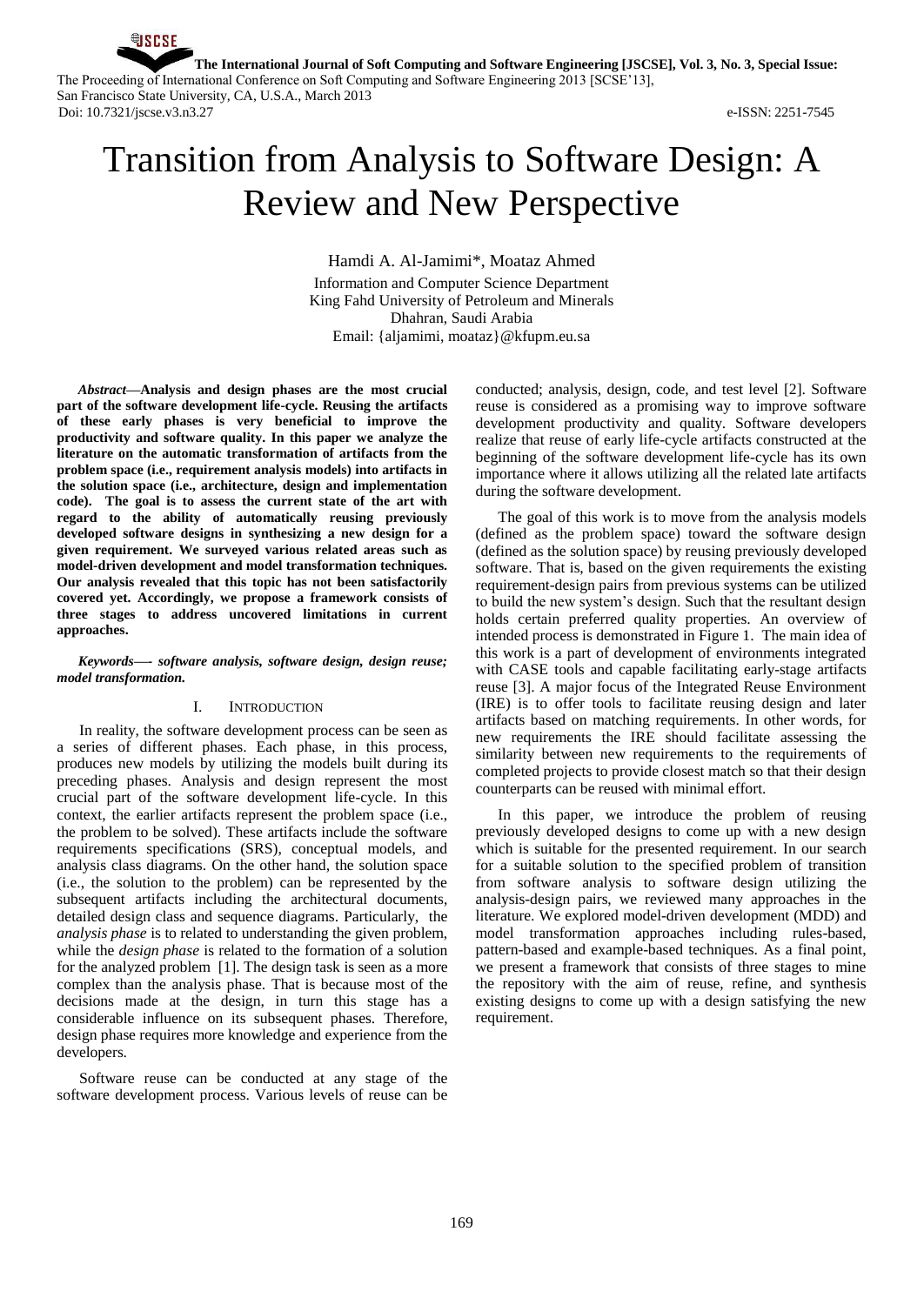# Transition from Analysis to Software Design: A Review and New Perspective

Hamdi A. Al-Jamimi*, Moataz Ahmed

Information and Computer Science Department
King Fahd University of Petroleum and Minerals
Dhahran, Saudi Arabia
Email: {aljamimi, moataz}@kfupm.eu.sa

***Abstract*—Analysis and design phases are the most crucial part of the software development life-cycle. Reusing the artifacts of these early phases is very beneficial to improve the productivity and software quality. In this paper we analyze the literature on the automatic transformation of artifacts from the problem space (i.e., requirement analysis models) into artifacts in the solution space (i.e., architecture, design and implementation code). The goal is to assess the current state of the art with regard to the ability of automatically reusing previously developed software designs in synthesizing a new design for a given requirement. We surveyed various related areas such as model-driven development and model transformation techniques. Our analysis revealed that this topic has not been satisfactorily covered yet. Accordingly, we propose a framework consists of three stages to address uncovered limitations in current approaches.**

***Keywords—- software analysis, software design, design reuse; model transformation.***

## I. Introduction

In reality, the software development process can be seen as a series of different phases. Each phase, in this process, produces new models by utilizing the models built during its preceding phases. Analysis and design represent the most crucial part of the software development life-cycle. In this context, the earlier artifacts represent the problem space (i.e., the problem to be solved). These artifacts include the software requirements specifications (SRS), conceptual models, and analysis class diagrams. On the other hand, the solution space (i.e., the solution to the problem) can be represented by the subsequent artifacts including the architectural documents, detailed design class and sequence diagrams. Particularly, the *analysis phase* is to related to understanding the given problem, while the *design phase* is related to the formation of a solution for the analyzed problem [1]. The design task is seen as a more complex than the analysis phase. That is because most of the decisions made at the design, in turn this stage has a considerable influence on its subsequent phases. Therefore, design phase requires more knowledge and experience from the developers.

Software reuse can be conducted at any stage of the software development process. Various levels of reuse can be conducted; analysis, design, code, and test level [2]. Software reuse is considered as a promising way to improve software development productivity and quality. Software developers realize that reuse of early life-cycle artifacts constructed at the beginning of the software development life-cycle has its own importance where it allows utilizing all the related late artifacts during the software development.

The goal of this work is to move from the analysis models (defined as the problem space) toward the software design (defined as the solution space) by reusing previously developed software. That is, based on the given requirements the existing requirement-design pairs from previous systems can be utilized to build the new system's design. Such that the resultant design holds certain preferred quality properties. An overview of intended process is demonstrated in Figure 1. The main idea of this work is a part of development of environments integrated with CASE tools and capable facilitating early-stage artifacts reuse [3]. A major focus of the Integrated Reuse Environment (IRE) is to offer tools to facilitate reusing design and later artifacts based on matching requirements. In other words, for new requirements the IRE should facilitate assessing the similarity between new requirements to the requirements of completed projects to provide closest match so that their design counterparts can be reused with minimal effort.

In this paper, we introduce the problem of reusing previously developed designs to come up with a new design which is suitable for the presented requirement. In our search for a suitable solution to the specified problem of transition from software analysis to software design utilizing the analysis-design pairs, we reviewed many approaches in the literature. We explored model-driven development (MDD) and model transformation approaches including rules-based, pattern-based and example-based techniques. As a final point, we present a framework that consists of three stages to mine the repository with the aim of reuse, refine, and synthesis existing designs to come up with a design satisfying the new requirement.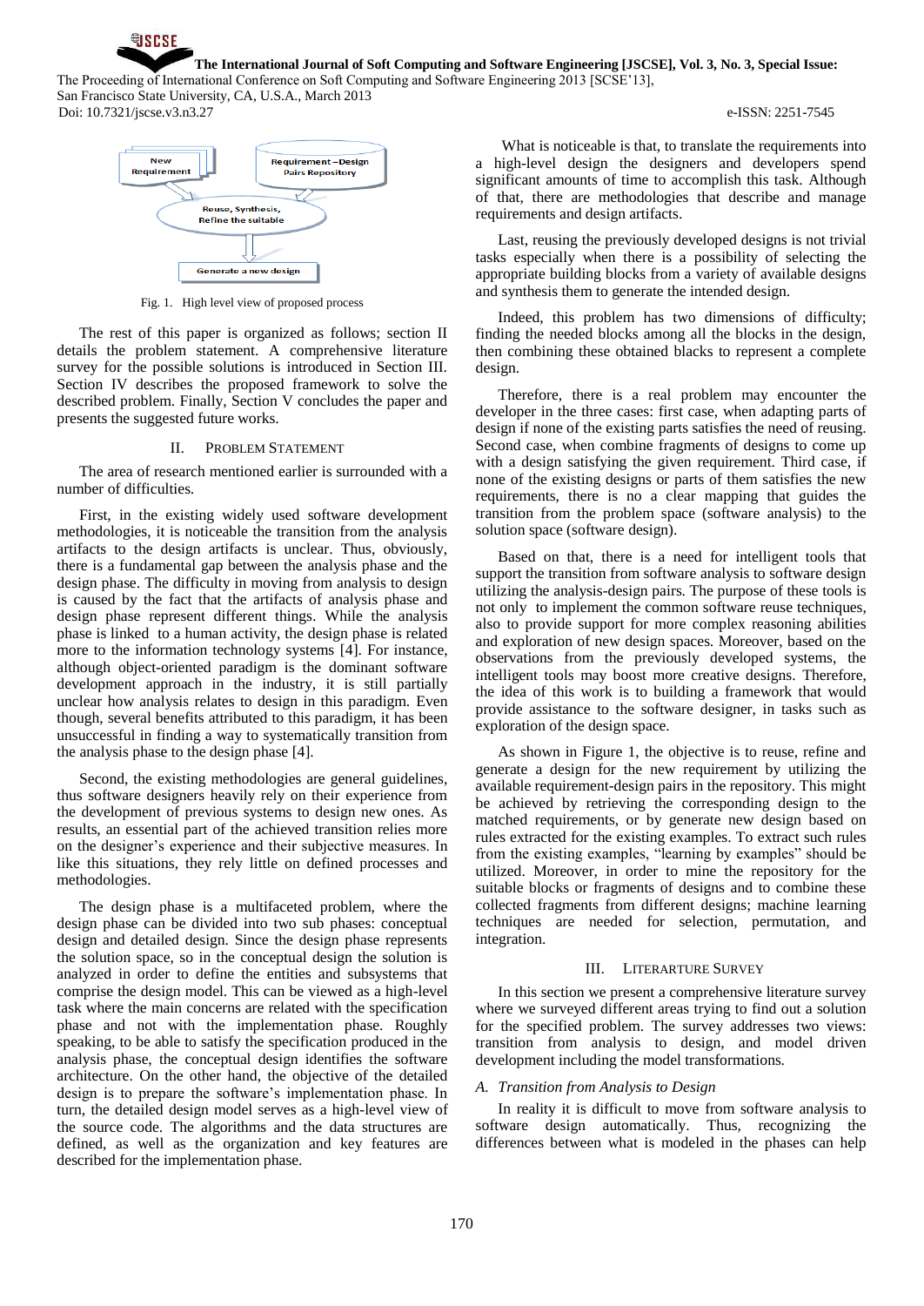New Requirement

Requirement –Design Pairs Repository

Reuse, Synthesis, Refine the suitable

Generate a new design

Fig. 1. High level view of proposed process

The rest of this paper is organized as follows; section II details the problem statement. A comprehensive literature survey for the possible solutions is introduced in Section III. Section IV describes the proposed framework to solve the described problem. Finally, Section V concludes the paper and presents the suggested future works.

## II. PROBLEM STATEMENT

The area of research mentioned earlier is surrounded with a number of difficulties.

First, in the existing widely used software development methodologies, it is noticeable the transition from the analysis artifacts to the design artifacts is unclear. Thus, obviously, there is a fundamental gap between the analysis phase and the design phase. The difficulty in moving from analysis to design is caused by the fact that the artifacts of analysis phase and design phase represent different things. While the analysis phase is linked to a human activity, the design phase is related more to the information technology systems [4]. For instance, although object-oriented paradigm is the dominant software development approach in the industry, it is still partially unclear how analysis relates to design in this paradigm. Even though, several benefits attributed to this paradigm, it has been unsuccessful in finding a way to systematically transition from the analysis phase to the design phase [4].

Second, the existing methodologies are general guidelines, thus software designers heavily rely on their experience from the development of previous systems to design new ones. As results, an essential part of the achieved transition relies more on the designer's experience and their subjective measures. In like this situations, they rely little on defined processes and methodologies.

The design phase is a multifaceted problem, where the design phase can be divided into two sub phases: conceptual design and detailed design. Since the design phase represents the solution space, so in the conceptual design the solution is analyzed in order to define the entities and subsystems that comprise the design model. This can be viewed as a high-level task where the main concerns are related with the specification phase and not with the implementation phase. Roughly speaking, to be able to satisfy the specification produced in the analysis phase, the conceptual design identifies the software architecture. On the other hand, the objective of the detailed design is to prepare the software's implementation phase. In turn, the detailed design model serves as a high-level view of the source code. The algorithms and the data structures are defined, as well as the organization and key features are described for the implementation phase.

What is noticeable is that, to translate the requirements into a high-level design the designers and developers spend significant amounts of time to accomplish this task. Although of that, there are methodologies that describe and manage requirements and design artifacts.

Last, reusing the previously developed designs is not trivial tasks especially when there is a possibility of selecting the appropriate building blocks from a variety of available designs and synthesis them to generate the intended design.

Indeed, this problem has two dimensions of difficulty; finding the needed blocks among all the blocks in the design, then combining these obtained blacks to represent a complete design.

Therefore, there is a real problem may encounter the developer in the three cases: first case, when adapting parts of design if none of the existing parts satisfies the need of reusing. Second case, when combine fragments of designs to come up with a design satisfying the given requirement. Third case, if none of the existing designs or parts of them satisfies the new requirements, there is no a clear mapping that guides the transition from the problem space (software analysis) to the solution space (software design).

Based on that, there is a need for intelligent tools that support the transition from software analysis to software design utilizing the analysis-design pairs. The purpose of these tools is not only to implement the common software reuse techniques, also to provide support for more complex reasoning abilities and exploration of new design spaces. Moreover, based on the observations from the previously developed systems, the intelligent tools may boost more creative designs. Therefore, the idea of this work is to building a framework that would provide assistance to the software designer, in tasks such as exploration of the design space.

As shown in Figure 1, the objective is to reuse, refine and generate a design for the new requirement by utilizing the available requirement-design pairs in the repository. This might be achieved by retrieving the corresponding design to the matched requirements, or by generate new design based on rules extracted for the existing examples. To extract such rules from the existing examples, "learning by examples" should be utilized. Moreover, in order to mine the repository for the suitable blocks or fragments of designs and to combine these collected fragments from different designs; machine learning techniques are needed for selection, permutation, and integration.

## III. LITERARTURE SURVEY

In this section we present a comprehensive literature survey where we surveyed different areas trying to find out a solution for the specified problem. The survey addresses two views: transition from analysis to design, and model driven development including the model transformations.

### *A. Transition from Analysis to Design*

In reality it is difficult to move from software analysis to software design automatically. Thus, recognizing the differences between what is modeled in the phases can help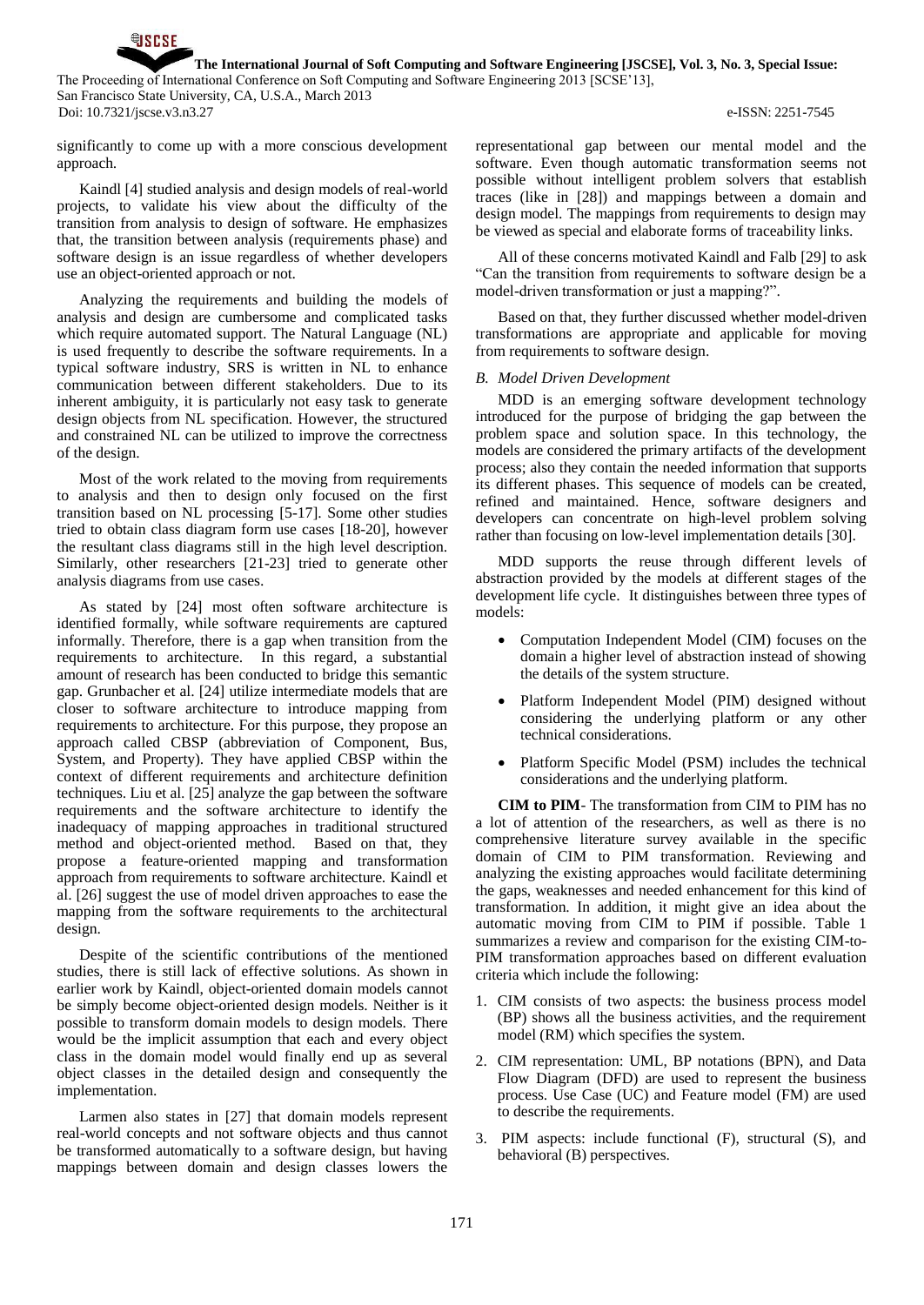significantly to come up with a more conscious development approach.

Kaindl [4] studied analysis and design models of real-world projects, to validate his view about the difficulty of the transition from analysis to design of software. He emphasizes that, the transition between analysis (requirements phase) and software design is an issue regardless of whether developers use an object-oriented approach or not.

Analyzing the requirements and building the models of analysis and design are cumbersome and complicated tasks which require automated support. The Natural Language (NL) is used frequently to describe the software requirements. In a typical software industry, SRS is written in NL to enhance communication between different stakeholders. Due to its inherent ambiguity, it is particularly not easy task to generate design objects from NL specification. However, the structured and constrained NL can be utilized to improve the correctness of the design.

Most of the work related to the moving from requirements to analysis and then to design only focused on the first transition based on NL processing [5-17]. Some other studies tried to obtain class diagram form use cases [18-20], however the resultant class diagrams still in the high level description. Similarly, other researchers [21-23] tried to generate other analysis diagrams from use cases.

As stated by [24] most often software architecture is identified formally, while software requirements are captured informally. Therefore, there is a gap when transition from the requirements to architecture. In this regard, a substantial amount of research has been conducted to bridge this semantic gap. Grunbacher et al. [24] utilize intermediate models that are closer to software architecture to introduce mapping from requirements to architecture. For this purpose, they propose an approach called CBSP (abbreviation of Component, Bus, System, and Property). They have applied CBSP within the context of different requirements and architecture definition techniques. Liu et al. [25] analyze the gap between the software requirements and the software architecture to identify the inadequacy of mapping approaches in traditional structured method and object-oriented method. Based on that, they propose a feature-oriented mapping and transformation approach from requirements to software architecture. Kaindl et al. [26] suggest the use of model driven approaches to ease the mapping from the software requirements to the architectural design.

Despite of the scientific contributions of the mentioned studies, there is still lack of effective solutions. As shown in earlier work by Kaindl, object-oriented domain models cannot be simply become object-oriented design models. Neither is it possible to transform domain models to design models. There would be the implicit assumption that each and every object class in the domain model would finally end up as several object classes in the detailed design and consequently the implementation.

Larmen also states in [27] that domain models represent real-world concepts and not software objects and thus cannot be transformed automatically to a software design, but having mappings between domain and design classes lowers the representational gap between our mental model and the software. Even though automatic transformation seems not possible without intelligent problem solvers that establish traces (like in [28]) and mappings between a domain and design model. The mappings from requirements to design may be viewed as special and elaborate forms of traceability links.

All of these concerns motivated Kaindl and Falb [29] to ask "Can the transition from requirements to software design be a model-driven transformation or just a mapping?".

Based on that, they further discussed whether model-driven transformations are appropriate and applicable for moving from requirements to software design.

### *B. Model Driven Development*

MDD is an emerging software development technology introduced for the purpose of bridging the gap between the problem space and solution space. In this technology, the models are considered the primary artifacts of the development process; also they contain the needed information that supports its different phases. This sequence of models can be created, refined and maintained. Hence, software designers and developers can concentrate on high-level problem solving rather than focusing on low-level implementation details [30].

MDD supports the reuse through different levels of abstraction provided by the models at different stages of the development life cycle. It distinguishes between three types of models:

- Computation Independent Model (CIM) focuses on the domain a higher level of abstraction instead of showing the details of the system structure.
- Platform Independent Model (PIM) designed without considering the underlying platform or any other technical considerations.
- Platform Specific Model (PSM) includes the technical considerations and the underlying platform.

**CIM to PIM**- The transformation from CIM to PIM has no a lot of attention of the researchers, as well as there is no comprehensive literature survey available in the specific domain of CIM to PIM transformation. Reviewing and analyzing the existing approaches would facilitate determining the gaps, weaknesses and needed enhancement for this kind of transformation. In addition, it might give an idea about the automatic moving from CIM to PIM if possible. Table 1 summarizes a review and comparison for the existing CIM-to-PIM transformation approaches based on different evaluation criteria which include the following:

1. CIM consists of two aspects: the business process model (BP) shows all the business activities, and the requirement model (RM) which specifies the system.
2. CIM representation: UML, BP notations (BPN), and Data Flow Diagram (DFD) are used to represent the business process. Use Case (UC) and Feature model (FM) are used to describe the requirements.
3. PIM aspects: include functional (F), structural (S), and behavioral (B) perspectives.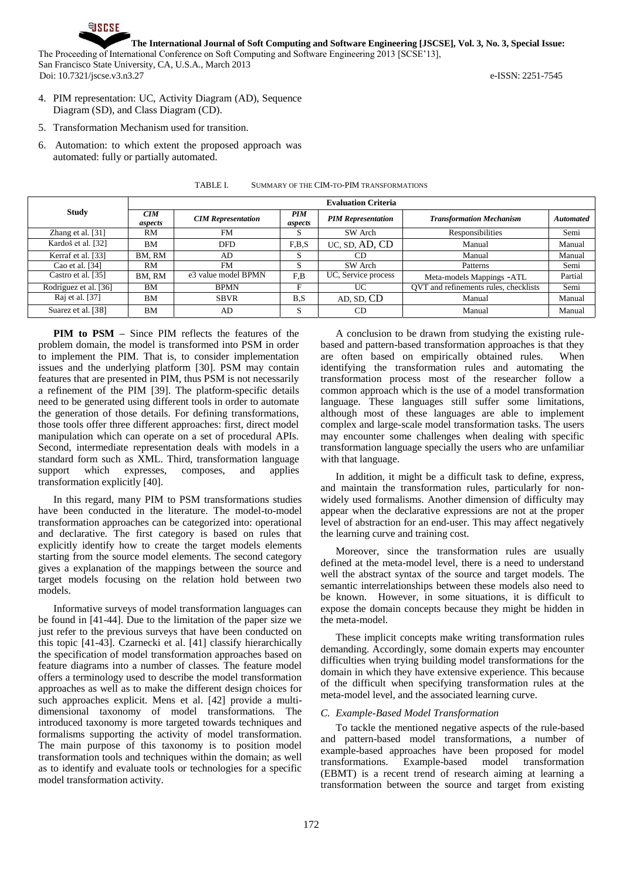4. PIM representation: UC, Activity Diagram (AD), Sequence Diagram (SD), and Class Diagram (CD).
5. Transformation Mechanism used for transition.
6. Automation: to which extent the proposed approach was automated: fully or partially automated.

TABLE I. SUMMARY OF THE CIM-TO-PIM TRANSFORMATIONS

| Study | Evaluation Criteria | | | | | |
|---|---|---|---|---|---|---|
| | *CIM aspects* | *CIM Representation* | *PIM aspects* | *PIM Representation* | *Transformation Mechanism* | *Automated* |
| Zhang et al. [31] | RM | FM | S | SW Arch | Responsibilities | Semi |
| Kardoš et al. [32] | BM | DFD | F,B,S | UC, SD, AD, CD | Manual | Manual |
| Kerraf et al. [33] | BM, RM | AD | S | CD | Manual | Manual |
| Cao et al. [34] | RM | FM | S | SW Arch | Patterns | Semi |
| Castro et al. [35] | BM, RM | e3 value model BPMN | F,B | UC, Service process | Meta-models Mappings -ATL | Partial |
| Rodríguez et al. [36] | BM | BPMN | F | UC | QVT and refinements rules, checklists | Semi |
| Raj et al. [37] | BM | SBVR | B,S | AD, SD, CD | Manual | Manual |
| Suarez et al. [38] | BM | AD | S | CD | Manual | Manual |

**PIM to PSM –** Since PIM reflects the features of the problem domain, the model is transformed into PSM in order to implement the PIM. That is, to consider implementation issues and the underlying platform [30]. PSM may contain features that are presented in PIM, thus PSM is not necessarily a refinement of the PIM [39]. The platform-specific details need to be generated using different tools in order to automate the generation of those details. For defining transformations, those tools offer three different approaches: first, direct model manipulation which can operate on a set of procedural APIs. Second, intermediate representation deals with models in a standard form such as XML. Third, transformation language support which expresses, composes, and applies transformation explicitly [40].

In this regard, many PIM to PSM transformations studies have been conducted in the literature. The model-to-model transformation approaches can be categorized into: operational and declarative. The first category is based on rules that explicitly identify how to create the target models elements starting from the source model elements. The second category gives a explanation of the mappings between the source and target models focusing on the relation hold between two models.

Informative surveys of model transformation languages can be found in [41-44]. Due to the limitation of the paper size we just refer to the previous surveys that have been conducted on this topic [41-43]. Czarnecki et al. [41] classify hierarchically the specification of model transformation approaches based on feature diagrams into a number of classes. The feature model offers a terminology used to describe the model transformation approaches as well as to make the different design choices for such approaches explicit. Mens et al. [42] provide a multi-dimensional taxonomy of model transformations. The introduced taxonomy is more targeted towards techniques and formalisms supporting the activity of model transformation. The main purpose of this taxonomy is to position model transformation tools and techniques within the domain; as well as to identify and evaluate tools or technologies for a specific model transformation activity.

A conclusion to be drawn from studying the existing rule-based and pattern-based transformation approaches is that they are often based on empirically obtained rules. When identifying the transformation rules and automating the transformation process most of the researcher follow a common approach which is the use of a model transformation language. These languages still suffer some limitations, although most of these languages are able to implement complex and large-scale model transformation tasks. The users may encounter some challenges when dealing with specific transformation language specially the users who are unfamiliar with that language.

In addition, it might be a difficult task to define, express, and maintain the transformation rules, particularly for non-widely used formalisms. Another dimension of difficulty may appear when the declarative expressions are not at the proper level of abstraction for an end-user. This may affect negatively the learning curve and training cost.

Moreover, since the transformation rules are usually defined at the meta-model level, there is a need to understand well the abstract syntax of the source and target models. The semantic interrelationships between these models also need to be known. However, in some situations, it is difficult to expose the domain concepts because they might be hidden in the meta-model.

These implicit concepts make writing transformation rules demanding. Accordingly, some domain experts may encounter difficulties when trying building model transformations for the domain in which they have extensive experience. This because of the difficult when specifying transformation rules at the meta-model level, and the associated learning curve.

### *C. Example-Based Model Transformation*

To tackle the mentioned negative aspects of the rule-based and pattern-based model transformations, a number of example-based approaches have been proposed for model transformations. Example-based model transformation (EBMT) is a recent trend of research aiming at learning a transformation between the source and target from existing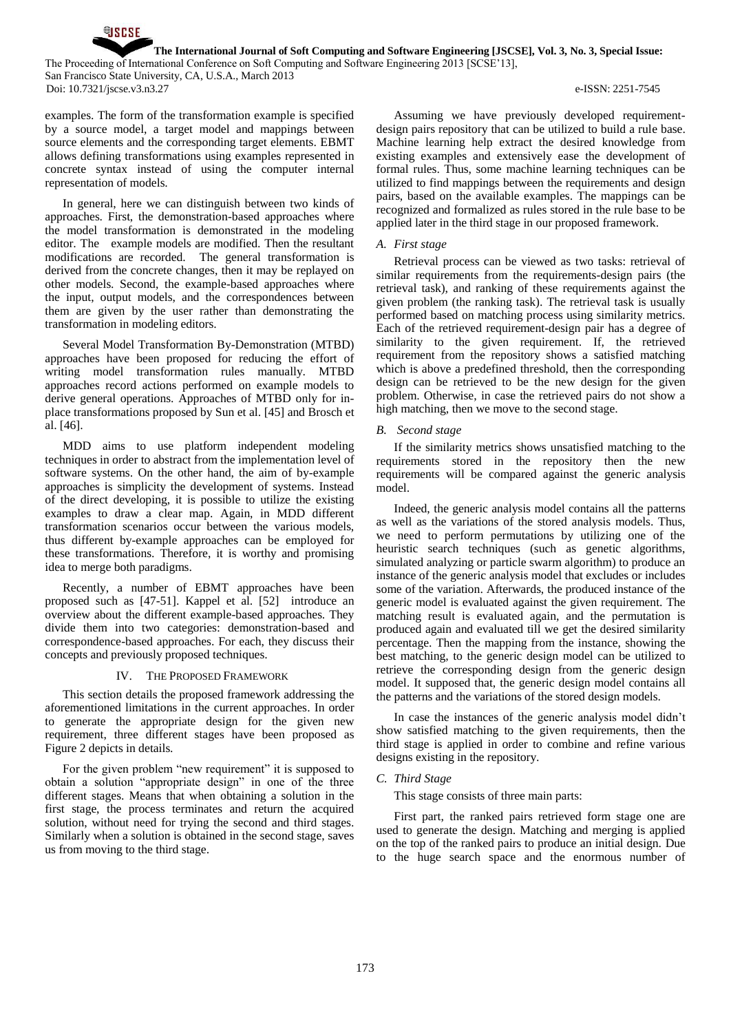examples. The form of the transformation example is specified by a source model, a target model and mappings between source elements and the corresponding target elements. EBMT allows defining transformations using examples represented in concrete syntax instead of using the computer internal representation of models.

In general, here we can distinguish between two kinds of approaches. First, the demonstration-based approaches where the model transformation is demonstrated in the modeling editor. The example models are modified. Then the resultant modifications are recorded. The general transformation is derived from the concrete changes, then it may be replayed on other models. Second, the example-based approaches where the input, output models, and the correspondences between them are given by the user rather than demonstrating the transformation in modeling editors.

Several Model Transformation By-Demonstration (MTBD) approaches have been proposed for reducing the effort of writing model transformation rules manually. MTBD approaches record actions performed on example models to derive general operations. Approaches of MTBD only for in-place transformations proposed by Sun et al. [45] and Brosch et al. [46].

MDD aims to use platform independent modeling techniques in order to abstract from the implementation level of software systems. On the other hand, the aim of by-example approaches is simplicity the development of systems. Instead of the direct developing, it is possible to utilize the existing examples to draw a clear map. Again, in MDD different transformation scenarios occur between the various models, thus different by-example approaches can be employed for these transformations. Therefore, it is worthy and promising idea to merge both paradigms.

Recently, a number of EBMT approaches have been proposed such as [47-51]. Kappel et al. [52] introduce an overview about the different example-based approaches. They divide them into two categories: demonstration-based and correspondence-based approaches. For each, they discuss their concepts and previously proposed techniques.

## IV. The Proposed Framework

This section details the proposed framework addressing the aforementioned limitations in the current approaches. In order to generate the appropriate design for the given new requirement, three different stages have been proposed as Figure 2 depicts in details.

For the given problem "new requirement" it is supposed to obtain a solution "appropriate design" in one of the three different stages. Means that when obtaining a solution in the first stage, the process terminates and return the acquired solution, without need for trying the second and third stages. Similarly when a solution is obtained in the second stage, saves us from moving to the third stage.

Assuming we have previously developed requirement-design pairs repository that can be utilized to build a rule base. Machine learning help extract the desired knowledge from existing examples and extensively ease the development of formal rules. Thus, some machine learning techniques can be utilized to find mappings between the requirements and design pairs, based on the available examples. The mappings can be recognized and formalized as rules stored in the rule base to be applied later in the third stage in our proposed framework.

### *A. First stage*

Retrieval process can be viewed as two tasks: retrieval of similar requirements from the requirements-design pairs (the retrieval task), and ranking of these requirements against the given problem (the ranking task). The retrieval task is usually performed based on matching process using similarity metrics. Each of the retrieved requirement-design pair has a degree of similarity to the given requirement. If, the retrieved requirement from the repository shows a satisfied matching which is above a predefined threshold, then the corresponding design can be retrieved to be the new design for the given problem. Otherwise, in case the retrieved pairs do not show a high matching, then we move to the second stage.

### *B. Second stage*

If the similarity metrics shows unsatisfied matching to the requirements stored in the repository then the new requirements will be compared against the generic analysis model.

Indeed, the generic analysis model contains all the patterns as well as the variations of the stored analysis models. Thus, we need to perform permutations by utilizing one of the heuristic search techniques (such as genetic algorithms, simulated analyzing or particle swarm algorithm) to produce an instance of the generic analysis model that excludes or includes some of the variation. Afterwards, the produced instance of the generic model is evaluated against the given requirement. The matching result is evaluated again, and the permutation is produced again and evaluated till we get the desired similarity percentage. Then the mapping from the instance, showing the best matching, to the generic design model can be utilized to retrieve the corresponding design from the generic design model. It supposed that, the generic design model contains all the patterns and the variations of the stored design models.

In case the instances of the generic analysis model didn't show satisfied matching to the given requirements, then the third stage is applied in order to combine and refine various designs existing in the repository.

### *C. Third Stage*

This stage consists of three main parts:

First part, the ranked pairs retrieved form stage one are used to generate the design. Matching and merging is applied on the top of the ranked pairs to produce an initial design. Due to the huge search space and the enormous number of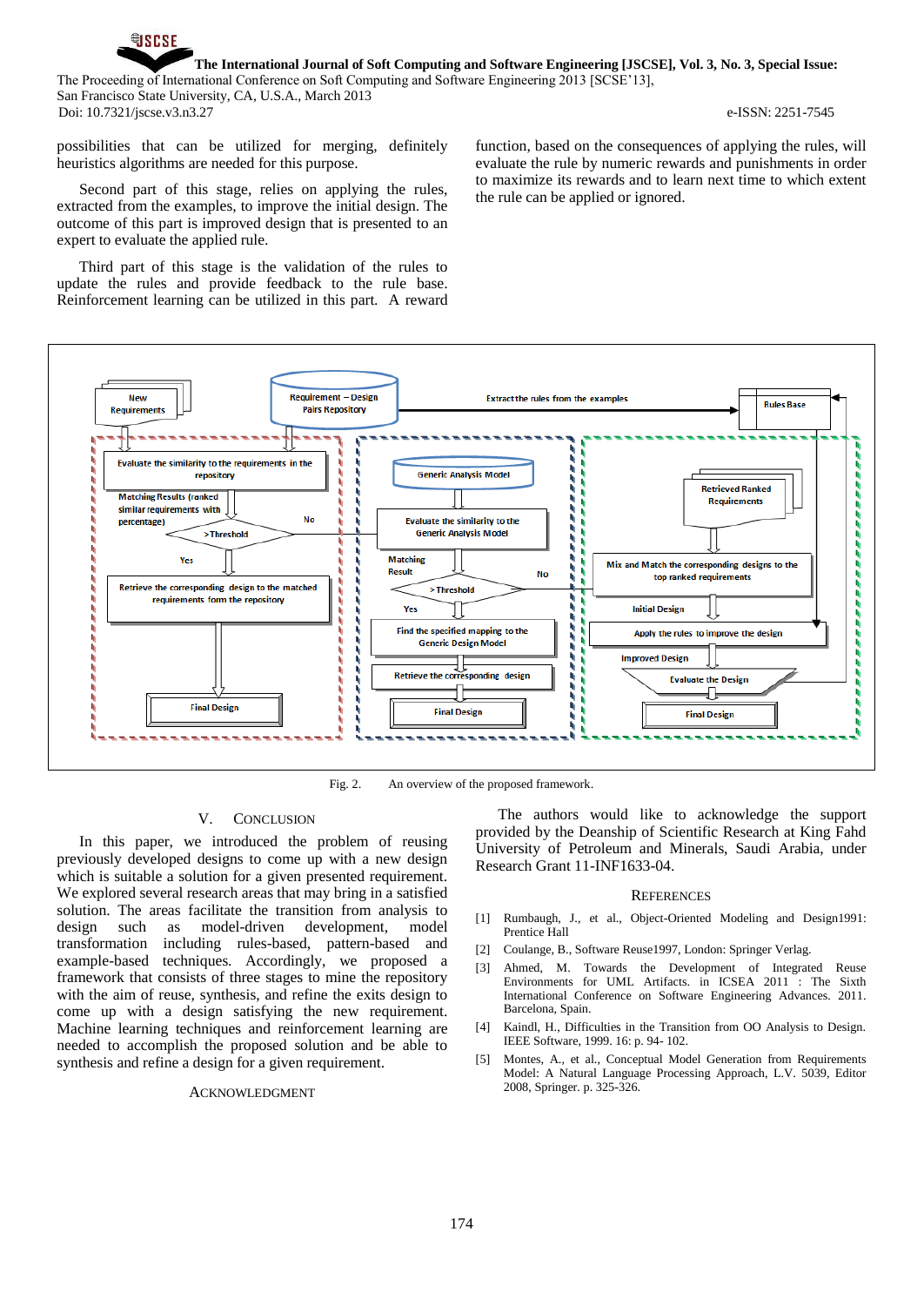possibilities that can be utilized for merging, definitely heuristics algorithms are needed for this purpose.

Second part of this stage, relies on applying the rules, extracted from the examples, to improve the initial design. The outcome of this part is improved design that is presented to an expert to evaluate the applied rule.

Third part of this stage is the validation of the rules to update the rules and provide feedback to the rule base. Reinforcement learning can be utilized in this part. A reward function, based on the consequences of applying the rules, will evaluate the rule by numeric rewards and punishments in order to maximize its rewards and to learn next time to which extent the rule can be applied or ignored.

New Requirements
Requirement – Design Pairs Repository
Extract the rules from the examples
Rules Base
Evaluate the similarity to the requirements in the repository
Matching Results (ranked similar requirements with percentage)
> Threshold
No
Yes
Retrieve the corresponding design to the matched requirements form the repository
Final Design
Generic Analysis Model
Evaluate the similarity to the Generic Analysis Model
Matching Result
> Threshold
No
Yes
Find the specified mapping to the Generic Design Model
Retrieve the corresponding design
Final Design
Retrieved Ranked Requirements
Mix and Match the corresponding designs to the top ranked requirements
Initial Design
Apply the rules to improve the design
Improved Design
Evaluate the Design
Final Design

Fig. 2. An overview of the proposed framework.

## V. Conclusion

In this paper, we introduced the problem of reusing previously developed designs to come up with a new design which is suitable a solution for a given presented requirement. We explored several research areas that may bring in a satisfied solution. The areas facilitate the transition from analysis to design such as model-driven development, model transformation including rules-based, pattern-based and example-based techniques. Accordingly, we proposed a framework that consists of three stages to mine the repository with the aim of reuse, synthesis, and refine the exits design to come up with a design satisfying the new requirement. Machine learning techniques and reinforcement learning are needed to accomplish the proposed solution and be able to synthesis and refine a design for a given requirement.

## Acknowledgment

The authors would like to acknowledge the support provided by the Deanship of Scientific Research at King Fahd University of Petroleum and Minerals, Saudi Arabia, under Research Grant 11-INF1633-04.

## References

[1] Rumbaugh, J., et al., Object-Oriented Modeling and Design1991: Prentice Hall

[2] Coulange, B., Software Reuse1997, London: Springer Verlag.

[3] Ahmed, M. Towards the Development of Integrated Reuse Environments for UML Artifacts. in ICSEA 2011 : The Sixth International Conference on Software Engineering Advances. 2011. Barcelona, Spain.

[4] Kaindl, H., Difficulties in the Transition from OO Analysis to Design. IEEE Software, 1999. 16: p. 94- 102.

[5] Montes, A., et al., Conceptual Model Generation from Requirements Model: A Natural Language Processing Approach, L.V. 5039, Editor 2008, Springer. p. 325-326.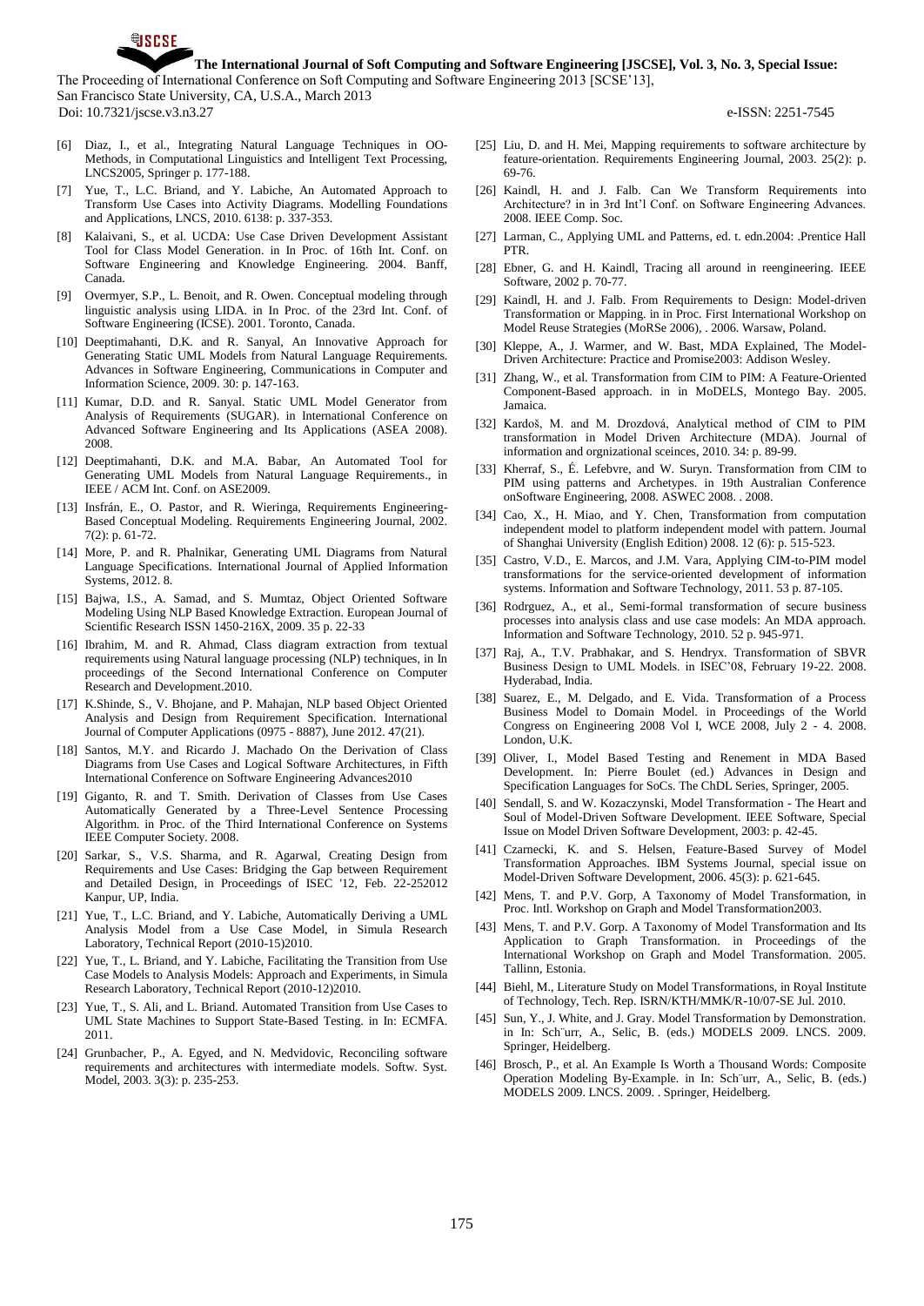[6] Diaz, I., et al., Integrating Natural Language Techniques in OO-Methods, in Computational Linguistics and Intelligent Text Processing, LNCS2005, Springer p. 177-188.

[7] Yue, T., L.C. Briand, and Y. Labiche, An Automated Approach to Transform Use Cases into Activity Diagrams. Modelling Foundations and Applications, LNCS, 2010. 6138: p. 337-353.

[8] Kalaivani, S., et al. UCDA: Use Case Driven Development Assistant Tool for Class Model Generation. in In Proc. of 16th Int. Conf. on Software Engineering and Knowledge Engineering. 2004. Banff, Canada.

[9] Overmyer, S.P., L. Benoit, and R. Owen. Conceptual modeling through linguistic analysis using LIDA. in In Proc. of the 23rd Int. Conf. of Software Engineering (ICSE). 2001. Toronto, Canada.

[10] Deeptimahanti, D.K. and R. Sanyal, An Innovative Approach for Generating Static UML Models from Natural Language Requirements. Advances in Software Engineering, Communications in Computer and Information Science, 2009. 30: p. 147-163.

[11] Kumar, D.D. and R. Sanyal. Static UML Model Generator from Analysis of Requirements (SUGAR). in International Conference on Advanced Software Engineering and Its Applications (ASEA 2008). 2008.

[12] Deeptimahanti, D.K. and M.A. Babar, An Automated Tool for Generating UML Models from Natural Language Requirements., in IEEE / ACM Int. Conf. on ASE2009.

[13] Insfrán, E., O. Pastor, and R. Wieringa, Requirements Engineering-Based Conceptual Modeling. Requirements Engineering Journal, 2002. 7(2): p. 61-72.

[14] More, P. and R. Phalnikar, Generating UML Diagrams from Natural Language Specifications. International Journal of Applied Information Systems, 2012. 8.

[15] Bajwa, I.S., A. Samad, and S. Mumtaz, Object Oriented Software Modeling Using NLP Based Knowledge Extraction. European Journal of Scientific Research ISSN 1450-216X, 2009. 35 p. 22-33

[16] Ibrahim, M. and R. Ahmad, Class diagram extraction from textual requirements using Natural language processing (NLP) techniques, in In proceedings of the Second International Conference on Computer Research and Development.2010.

[17] K.Shinde, S., V. Bhojane, and P. Mahajan, NLP based Object Oriented Analysis and Design from Requirement Specification. International Journal of Computer Applications (0975 - 8887), June 2012. 47(21).

[18] Santos, M.Y. and Ricardo J. Machado On the Derivation of Class Diagrams from Use Cases and Logical Software Architectures, in Fifth International Conference on Software Engineering Advances2010

[19] Giganto, R. and T. Smith. Derivation of Classes from Use Cases Automatically Generated by a Three-Level Sentence Processing Algorithm. in Proc. of the Third International Conference on Systems IEEE Computer Society. 2008.

[20] Sarkar, S., V.S. Sharma, and R. Agarwal, Creating Design from Requirements and Use Cases: Bridging the Gap between Requirement and Detailed Design, in Proceedings of ISEC '12, Feb. 22-252012 Kanpur, UP, India.

[21] Yue, T., L.C. Briand, and Y. Labiche, Automatically Deriving a UML Analysis Model from a Use Case Model, in Simula Research Laboratory, Technical Report (2010-15)2010.

[22] Yue, T., L. Briand, and Y. Labiche, Facilitating the Transition from Use Case Models to Analysis Models: Approach and Experiments, in Simula Research Laboratory, Technical Report (2010-12)2010.

[23] Yue, T., S. Ali, and L. Briand. Automated Transition from Use Cases to UML State Machines to Support State-Based Testing. in In: ECMFA. 2011.

[24] Grunbacher, P., A. Egyed, and N. Medvidovic, Reconciling software requirements and architectures with intermediate models. Softw. Syst. Model, 2003. 3(3): p. 235-253.

[25] Liu, D. and H. Mei, Mapping requirements to software architecture by feature-orientation. Requirements Engineering Journal, 2003. 25(2): p. 69-76.

[26] Kaindl, H. and J. Falb. Can We Transform Requirements into Architecture? in in 3rd Int'l Conf. on Software Engineering Advances. 2008. IEEE Comp. Soc.

[27] Larman, C., Applying UML and Patterns, ed. t. edn.2004: .Prentice Hall PTR.

[28] Ebner, G. and H. Kaindl, Tracing all around in reengineering. IEEE Software, 2002 p. 70-77.

[29] Kaindl, H. and J. Falb. From Requirements to Design: Model-driven Transformation or Mapping. in in Proc. First International Workshop on Model Reuse Strategies (MoRSe 2006), . 2006. Warsaw, Poland.

[30] Kleppe, A., J. Warmer, and W. Bast, MDA Explained, The Model-Driven Architecture: Practice and Promise2003: Addison Wesley.

[31] Zhang, W., et al. Transformation from CIM to PIM: A Feature-Oriented Component-Based approach. in in MoDELS, Montego Bay. 2005. Jamaica.

[32] Kardoš, M. and M. Drozdová, Analytical method of CIM to PIM transformation in Model Driven Architecture (MDA). Journal of information and orgnizational sceinces, 2010. 34: p. 89-99.

[33] Kherraf, S., É. Lefebvre, and W. Suryn. Transformation from CIM to PIM using patterns and Archetypes. in 19th Australian Conference onSoftware Engineering, 2008. ASWEC 2008. . 2008.

[34] Cao, X., H. Miao, and Y. Chen, Transformation from computation independent model to platform independent model with pattern. Journal of Shanghai University (English Edition) 2008. 12 (6): p. 515-523.

[35] Castro, V.D., E. Marcos, and J.M. Vara, Applying CIM-to-PIM model transformations for the service-oriented development of information systems. Information and Software Technology, 2011. 53 p. 87-105.

[36] Rodrguez, A., et al., Semi-formal transformation of secure business processes into analysis class and use case models: An MDA approach. Information and Software Technology, 2010. 52 p. 945-971.

[37] Raj, A., T.V. Prabhakar, and S. Hendryx. Transformation of SBVR Business Design to UML Models. in ISEC'08, February 19-22. 2008. Hyderabad, India.

[38] Suarez, E., M. Delgado, and E. Vida. Transformation of a Process Business Model to Domain Model. in Proceedings of the World Congress on Engineering 2008 Vol I, WCE 2008, July 2 - 4. 2008. London, U.K.

[39] Oliver, I., Model Based Testing and Renement in MDA Based Development. In: Pierre Boulet (ed.) Advances in Design and Specification Languages for SoCs. The ChDL Series, Springer, 2005.

[40] Sendall, S. and W. Kozaczynski, Model Transformation - The Heart and Soul of Model-Driven Software Development. IEEE Software, Special Issue on Model Driven Software Development, 2003: p. 42-45.

[41] Czarnecki, K. and S. Helsen, Feature-Based Survey of Model Transformation Approaches. IBM Systems Journal, special issue on Model-Driven Software Development, 2006. 45(3): p. 621-645.

[42] Mens, T. and P.V. Gorp, A Taxonomy of Model Transformation, in Proc. Intl. Workshop on Graph and Model Transformation2003.

[43] Mens, T. and P.V. Gorp. A Taxonomy of Model Transformation and Its Application to Graph Transformation. in Proceedings of the International Workshop on Graph and Model Transformation. 2005. Tallinn, Estonia.

[44] Biehl, M., Literature Study on Model Transformations, in Royal Institute of Technology, Tech. Rep. ISRN/KTH/MMK/R-10/07-SE Jul. 2010.

[45] Sun, Y., J. White, and J. Gray. Model Transformation by Demonstration. in In: Sch¨urr, A., Selic, B. (eds.) MODELS 2009. LNCS. 2009. Springer, Heidelberg.

[46] Brosch, P., et al. An Example Is Worth a Thousand Words: Composite Operation Modeling By-Example. in In: Sch¨urr, A., Selic, B. (eds.) MODELS 2009. LNCS. 2009. . Springer, Heidelberg.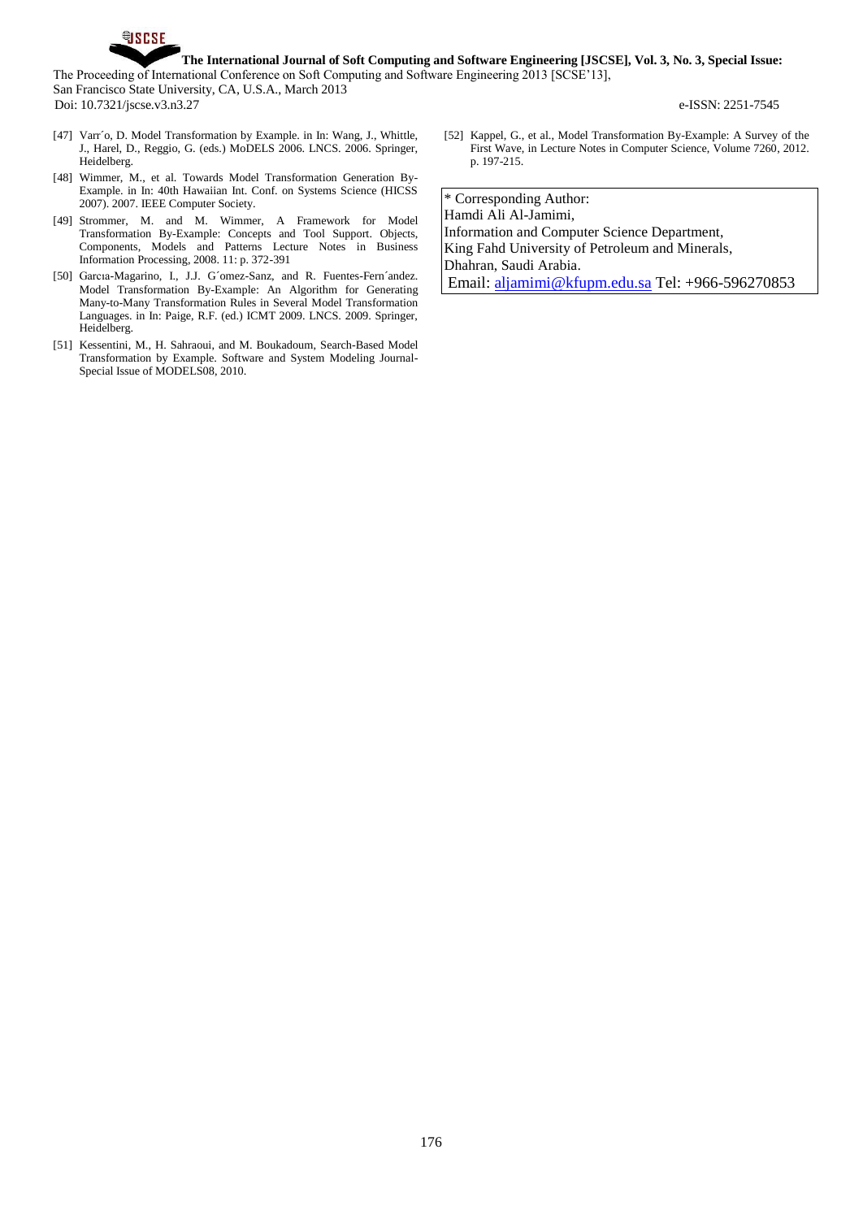[47] Varr´o, D. Model Transformation by Example. in In: Wang, J., Whittle, J., Harel, D., Reggio, G. (eds.) MoDELS 2006. LNCS. 2006. Springer, Heidelberg.

[48] Wimmer, M., et al. Towards Model Transformation Generation By-Example. in In: 40th Hawaiian Int. Conf. on Systems Science (HICSS 2007). 2007. IEEE Computer Society.

[49] Strommer, M. and M. Wimmer, A Framework for Model Transformation By-Example: Concepts and Tool Support. Objects, Components, Models and Patterns Lecture Notes in Business Information Processing, 2008. 11: p. 372-391

[50] Garcıa-Magarino, I., J.J. G´omez-Sanz, and R. Fuentes-Fern´andez. Model Transformation By-Example: An Algorithm for Generating Many-to-Many Transformation Rules in Several Model Transformation Languages. in In: Paige, R.F. (ed.) ICMT 2009. LNCS. 2009. Springer, Heidelberg.

[51] Kessentini, M., H. Sahraoui, and M. Boukadoum, Search-Based Model Transformation by Example. Software and System Modeling Journal-Special Issue of MODELS08, 2010.

[52] Kappel, G., et al., Model Transformation By-Example: A Survey of the First Wave, in Lecture Notes in Computer Science, Volume 7260, 2012. p. 197-215.

* Corresponding Author:
Hamdi Ali Al-Jamimi,
Information and Computer Science Department,
King Fahd University of Petroleum and Minerals,
Dhahran, Saudi Arabia.
Email: aljamimi@kfupm.edu.sa Tel: +966-596270853